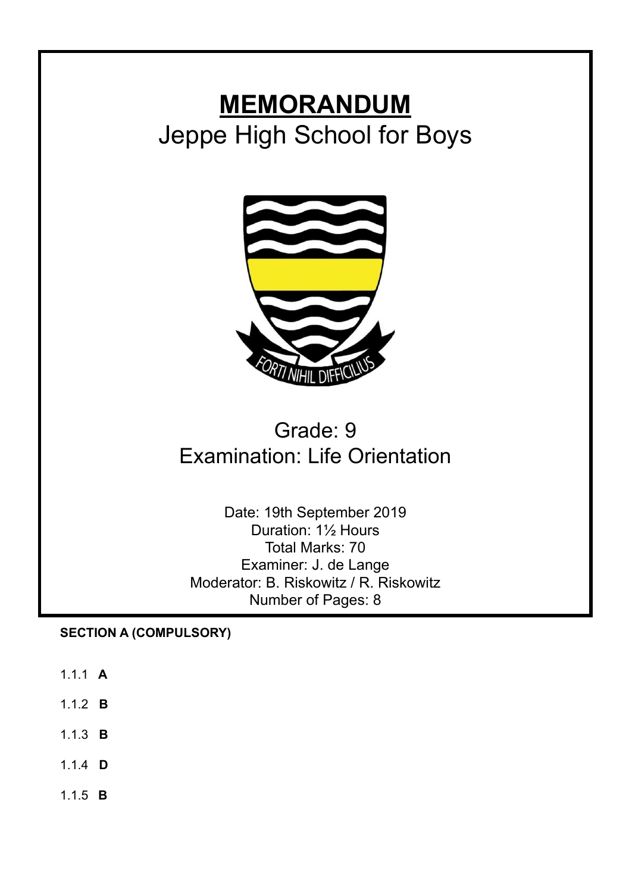# MEMORANDUM

## Jeppe High School for Boys

FORTI NIHIL DIFFICILIUS

Grade: 9

Examination: Life Orientation

Date: 19th September 2019
Duration: 1½ Hours
Total Marks: 70
Examiner: J. de Lange
Moderator: B. Riskowitz / R. Riskowitz
Number of Pages: 8

**SECTION A (COMPULSORY)**

1.1.1 **A**

1.1.2 **B**

1.1.3 **B**

1.1.4 **D**

1.1.5 **B**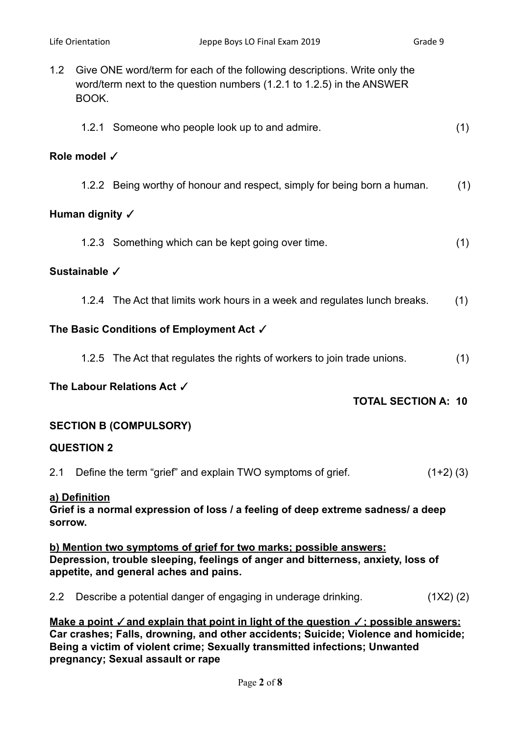1.2 Give ONE word/term for each of the following descriptions. Write only the word/term next to the question numbers (1.2.1 to 1.2.5) in the ANSWER BOOK.

1.2.1 Someone who people look up to and admire. (1)

**Role model ✓**

1.2.2 Being worthy of honour and respect, simply for being born a human. (1)

**Human dignity ✓**

1.2.3 Something which can be kept going over time. (1)

**Sustainable ✓**

1.2.4 The Act that limits work hours in a week and regulates lunch breaks. (1)

**The Basic Conditions of Employment Act ✓**

1.2.5 The Act that regulates the rights of workers to join trade unions. (1)

**The Labour Relations Act ✓**

**TOTAL SECTION A: 10**

## SECTION B (COMPULSORY)

### QUESTION 2

2.1 Define the term "grief" and explain TWO symptoms of grief. (1+2) (3)

**a) Definition**
**Grief is a normal expression of loss / a feeling of deep extreme sadness/ a deep sorrow.**

**b) Mention two symptoms of grief for two marks; possible answers:**
**Depression, trouble sleeping, feelings of anger and bitterness, anxiety, loss of appetite, and general aches and pains.**

2.2 Describe a potential danger of engaging in underage drinking. (1X2) (2)

**Make a point ✓and explain that point in light of the question ✓; possible answers:**
**Car crashes; Falls, drowning, and other accidents; Suicide; Violence and homicide; Being a victim of violent crime; Sexually transmitted infections; Unwanted pregnancy; Sexual assault or rape**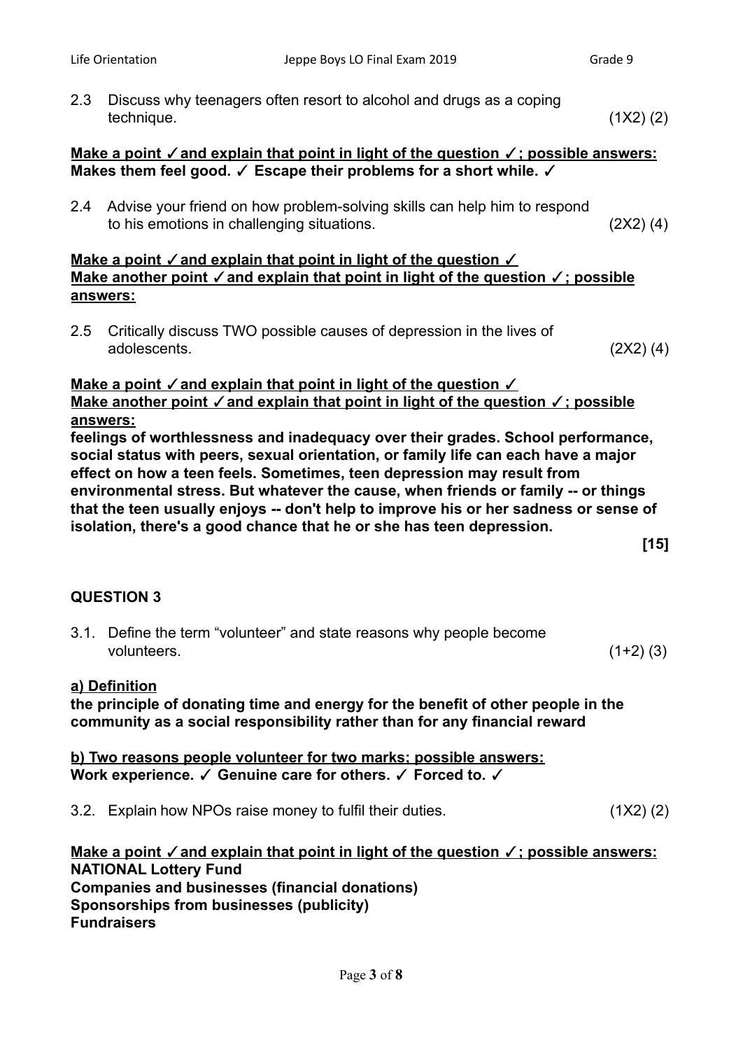2.3 Discuss why teenagers often resort to alcohol and drugs as a coping technique. (1X2) (2)

**Make a point ✓and explain that point in light of the question ✓; possible answers:**
**Makes them feel good. ✓ Escape their problems for a short while. ✓**

2.4 Advise your friend on how problem-solving skills can help him to respond to his emotions in challenging situations. (2X2) (4)

**Make a point ✓and explain that point in light of the question ✓**
**Make another point ✓and explain that point in light of the question ✓; possible answers:**

2.5 Critically discuss TWO possible causes of depression in the lives of adolescents. (2X2) (4)

**Make a point ✓and explain that point in light of the question ✓**
**Make another point ✓and explain that point in light of the question ✓; possible answers:**
**feelings of worthlessness and inadequacy over their grades. School performance, social status with peers, sexual orientation, or family life can each have a major effect on how a teen feels. Sometimes, teen depression may result from environmental stress. But whatever the cause, when friends or family -- or things that the teen usually enjoys -- don't help to improve his or her sadness or sense of isolation, there's a good chance that he or she has teen depression.**

**[15]**

## QUESTION 3

3.1. Define the term "volunteer" and state reasons why people become volunteers. (1+2) (3)

**a) Definition**
**the principle of donating time and energy for the benefit of other people in the community as a social responsibility rather than for any financial reward**

**b) Two reasons people volunteer for two marks; possible answers:**
**Work experience. ✓ Genuine care for others. ✓ Forced to. ✓**

3.2. Explain how NPOs raise money to fulfil their duties. (1X2) (2)

**Make a point ✓and explain that point in light of the question ✓; possible answers:**
**NATIONAL Lottery Fund**
**Companies and businesses (financial donations)**
**Sponsorships from businesses (publicity)**
**Fundraisers**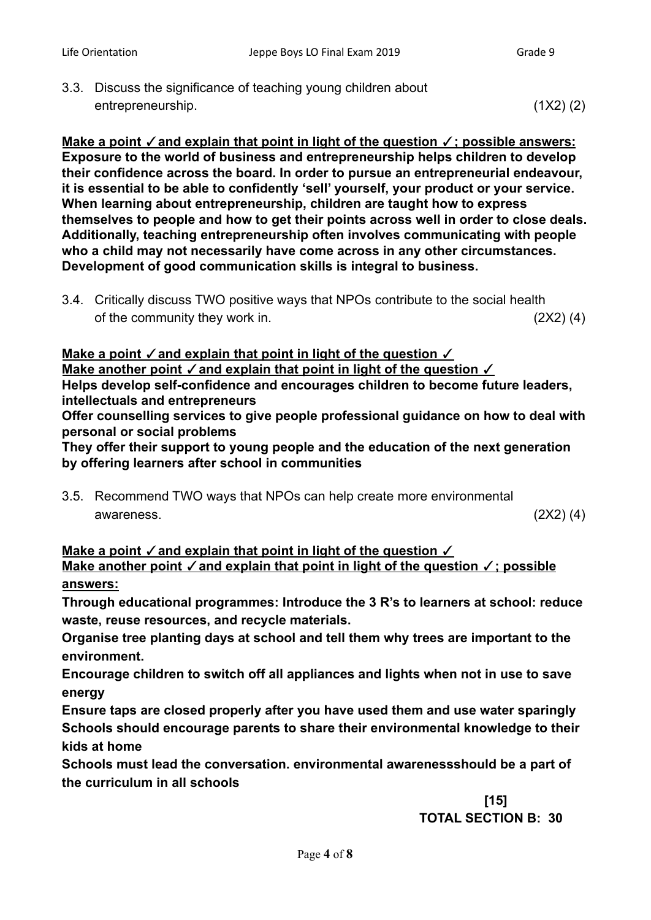3.3. Discuss the significance of teaching young children about entrepreneurship. (1X2) (2)

**<u>Make a point ✓ and explain that point in light of the question ✓; possible answers:</u>**
**Exposure to the world of business and entrepreneurship helps children to develop their confidence across the board. In order to pursue an entrepreneurial endeavour, it is essential to be able to confidently 'sell' yourself, your product or your service. When learning about entrepreneurship, children are taught how to express themselves to people and how to get their points across well in order to close deals. Additionally, teaching entrepreneurship often involves communicating with people who a child may not necessarily have come across in any other circumstances. Development of good communication skills is integral to business.**

3.4. Critically discuss TWO positive ways that NPOs contribute to the social health of the community they work in. (2X2) (4)

**<u>Make a point ✓ and explain that point in light of the question ✓</u>**
**<u>Make another point ✓ and explain that point in light of the question ✓</u>**
**Helps develop self-confidence and encourages children to become future leaders, intellectuals and entrepreneurs**
**Offer counselling services to give people professional guidance on how to deal with personal or social problems**
**They offer their support to young people and the education of the next generation by offering learners after school in communities**

3.5. Recommend TWO ways that NPOs can help create more environmental awareness. (2X2) (4)

**<u>Make a point ✓ and explain that point in light of the question ✓</u>**
**<u>Make another point ✓ and explain that point in light of the question ✓; possible answers:</u>**
**Through educational programmes: Introduce the 3 R's to learners at school: reduce waste, reuse resources, and recycle materials.**
**Organise tree planting days at school and tell them why trees are important to the environment.**
**Encourage children to switch off all appliances and lights when not in use to save energy**
**Ensure taps are closed properly after you have used them and use water sparingly**
**Schools should encourage parents to share their environmental knowledge to their kids at home**
**Schools must lead the conversation. environmental awarenessshould be a part of the curriculum in all schools**

**[15]**
**TOTAL SECTION B: 30**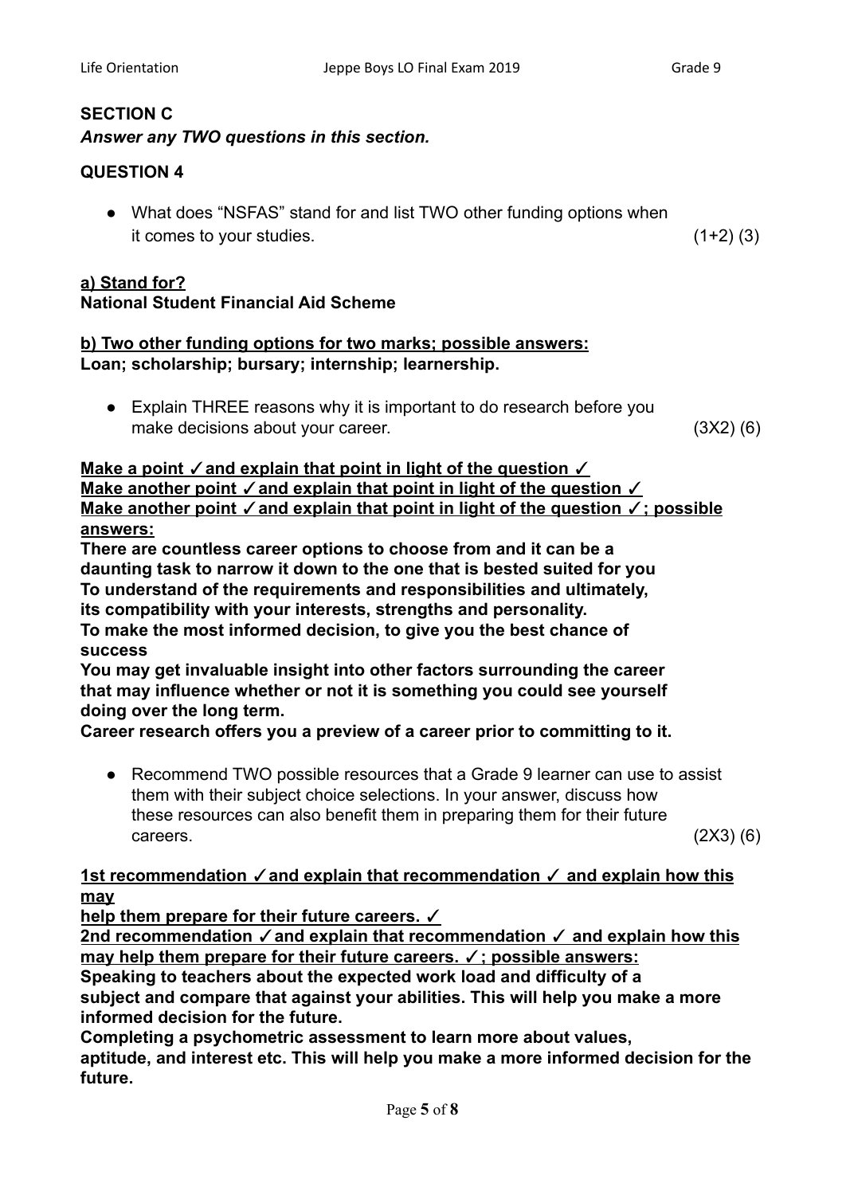## SECTION C

***Answer any TWO questions in this section.***

## QUESTION 4

- What does "NSFAS" stand for and list TWO other funding options when it comes to your studies. (1+2) (3)

**a) Stand for?**
**National Student Financial Aid Scheme**

**b) Two other funding options for two marks; possible answers:**
**Loan; scholarship; bursary; internship; learnership.**

- Explain THREE reasons why it is important to do research before you make decisions about your career. (3X2) (6)

**Make a point ✓ and explain that point in light of the question ✓**
**Make another point ✓ and explain that point in light of the question ✓**
**Make another point ✓ and explain that point in light of the question ✓; possible answers:**
**There are countless career options to choose from and it can be a daunting task to narrow it down to the one that is bested suited for you**
**To understand of the requirements and responsibilities and ultimately, its compatibility with your interests, strengths and personality.**
**To make the most informed decision, to give you the best chance of success**
**You may get invaluable insight into other factors surrounding the career that may influence whether or not it is something you could see yourself doing over the long term.**
**Career research offers you a preview of a career prior to committing to it.**

- Recommend TWO possible resources that a Grade 9 learner can use to assist them with their subject choice selections. In your answer, discuss how these resources can also benefit them in preparing them for their future careers. (2X3) (6)

**1st recommendation ✓ and explain that recommendation ✓ and explain how this may help them prepare for their future careers. ✓**
**2nd recommendation ✓ and explain that recommendation ✓ and explain how this may help them prepare for their future careers. ✓; possible answers:**
**Speaking to teachers about the expected work load and difficulty of a subject and compare that against your abilities. This will help you make a more informed decision for the future.**
**Completing a psychometric assessment to learn more about values, aptitude, and interest etc. This will help you make a more informed decision for the future.**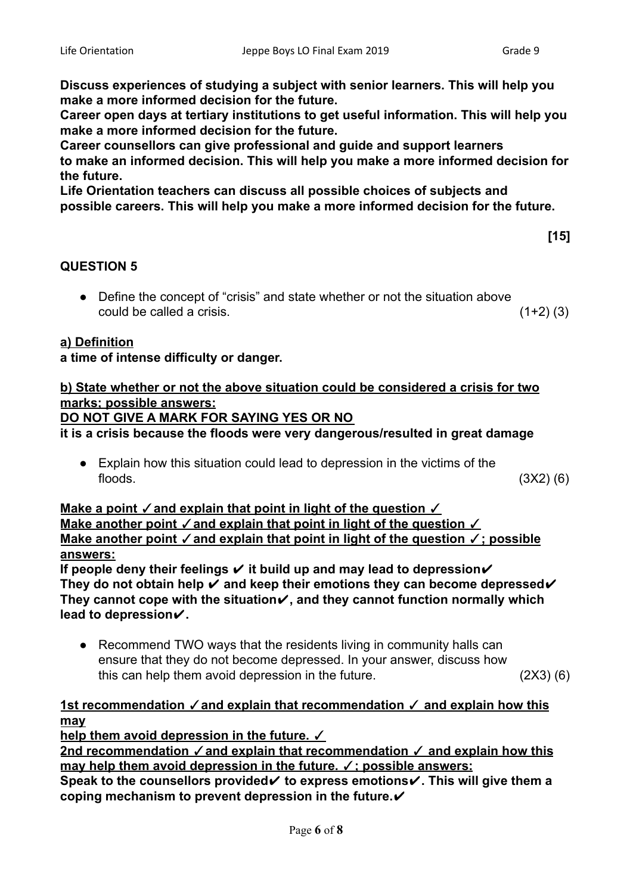**Discuss experiences of studying a subject with senior learners. This will help you make a more informed decision for the future.**
**Career open days at tertiary institutions to get useful information. This will help you make a more informed decision for the future.**
**Career counsellors can give professional and guide and support learners to make an informed decision. This will help you make a more informed decision for the future.**
**Life Orientation teachers can discuss all possible choices of subjects and possible careers. This will help you make a more informed decision for the future.**

**[15]**

## QUESTION 5

- Define the concept of "crisis" and state whether or not the situation above could be called a crisis. (1+2) (3)

**<u>a) Definition</u>**
**a time of intense difficulty or danger.**

**<u>b) State whether or not the above situation could be considered a crisis for two marks; possible answers:</u>**
**<u>DO NOT GIVE A MARK FOR SAYING YES OR NO</u>**
**it is a crisis because the floods were very dangerous/resulted in great damage**

- Explain how this situation could lead to depression in the victims of the floods. (3X2) (6)

**<u>Make a point ✓and explain that point in light of the question ✓</u>**
**<u>Make another point ✓and explain that point in light of the question ✓</u>**
**<u>Make another point ✓and explain that point in light of the question ✓; possible answers:</u>**
**If people deny their feelings ✔ it build up and may lead to depression✔**
**They do not obtain help ✔ and keep their emotions they can become depressed✔**
**They cannot cope with the situation✔, and they cannot function normally which lead to depression✔.**

- Recommend TWO ways that the residents living in community halls can ensure that they do not become depressed. In your answer, discuss how this can help them avoid depression in the future. (2X3) (6)

**<u>1st recommendation ✓and explain that recommendation ✓ and explain how this may help them avoid depression in the future. ✓</u>**
**<u>2nd recommendation ✓and explain that recommendation ✓ and explain how this may help them avoid depression in the future. ✓; possible answers:</u>**
**Speak to the counsellors provided✔ to express emotions✔. This will give them a coping mechanism to prevent depression in the future.✔**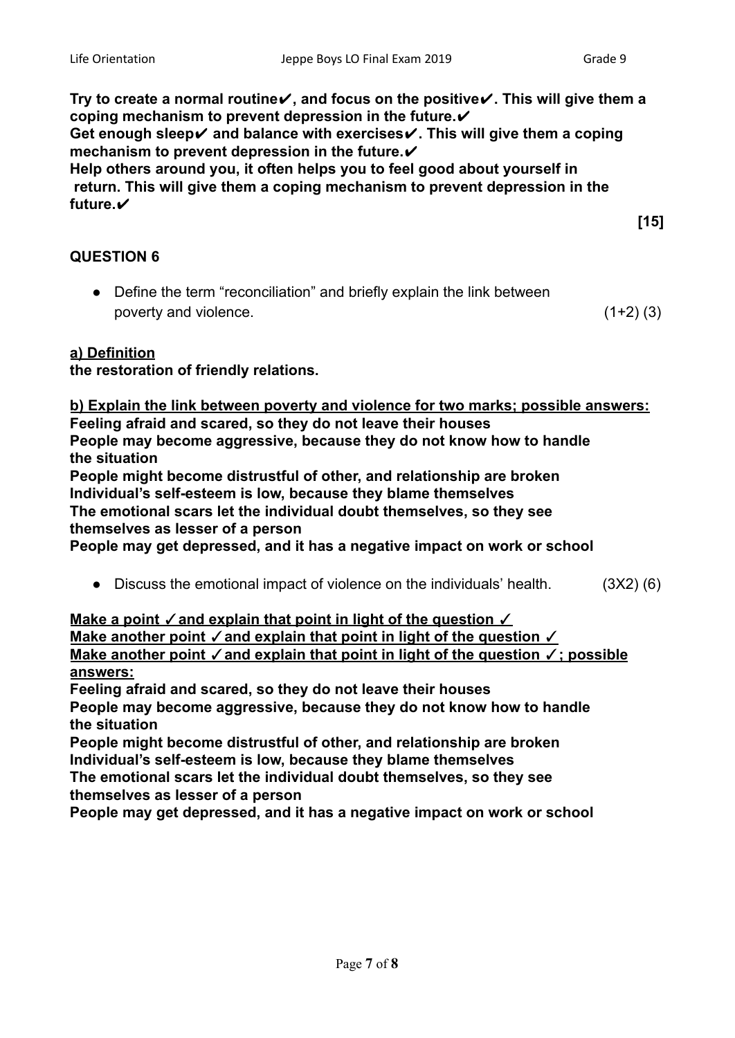**Try to create a normal routine✔, and focus on the positive✔. This will give them a coping mechanism to prevent depression in the future.✔**
**Get enough sleep✔ and balance with exercises✔. This will give them a coping mechanism to prevent depression in the future.✔**
**Help others around you, it often helps you to feel good about yourself in return. This will give them a coping mechanism to prevent depression in the future.✔**

**[15]**

## QUESTION 6

- Define the term "reconciliation" and briefly explain the link between poverty and violence. (1+2) (3)

**a) Definition**
**the restoration of friendly relations.**

**b) Explain the link between poverty and violence for two marks; possible answers:**
**Feeling afraid and scared, so they do not leave their houses**
**People may become aggressive, because they do not know how to handle the situation**
**People might become distrustful of other, and relationship are broken**
**Individual's self-esteem is low, because they blame themselves**
**The emotional scars let the individual doubt themselves, so they see themselves as lesser of a person**
**People may get depressed, and it has a negative impact on work or school**

- Discuss the emotional impact of violence on the individuals' health. (3X2) (6)

**Make a point ✓and explain that point in light of the question ✓**
**Make another point ✓and explain that point in light of the question ✓**
**Make another point ✓and explain that point in light of the question ✓; possible answers:**
**Feeling afraid and scared, so they do not leave their houses**
**People may become aggressive, because they do not know how to handle the situation**
**People might become distrustful of other, and relationship are broken**
**Individual's self-esteem is low, because they blame themselves**
**The emotional scars let the individual doubt themselves, so they see themselves as lesser of a person**
**People may get depressed, and it has a negative impact on work or school**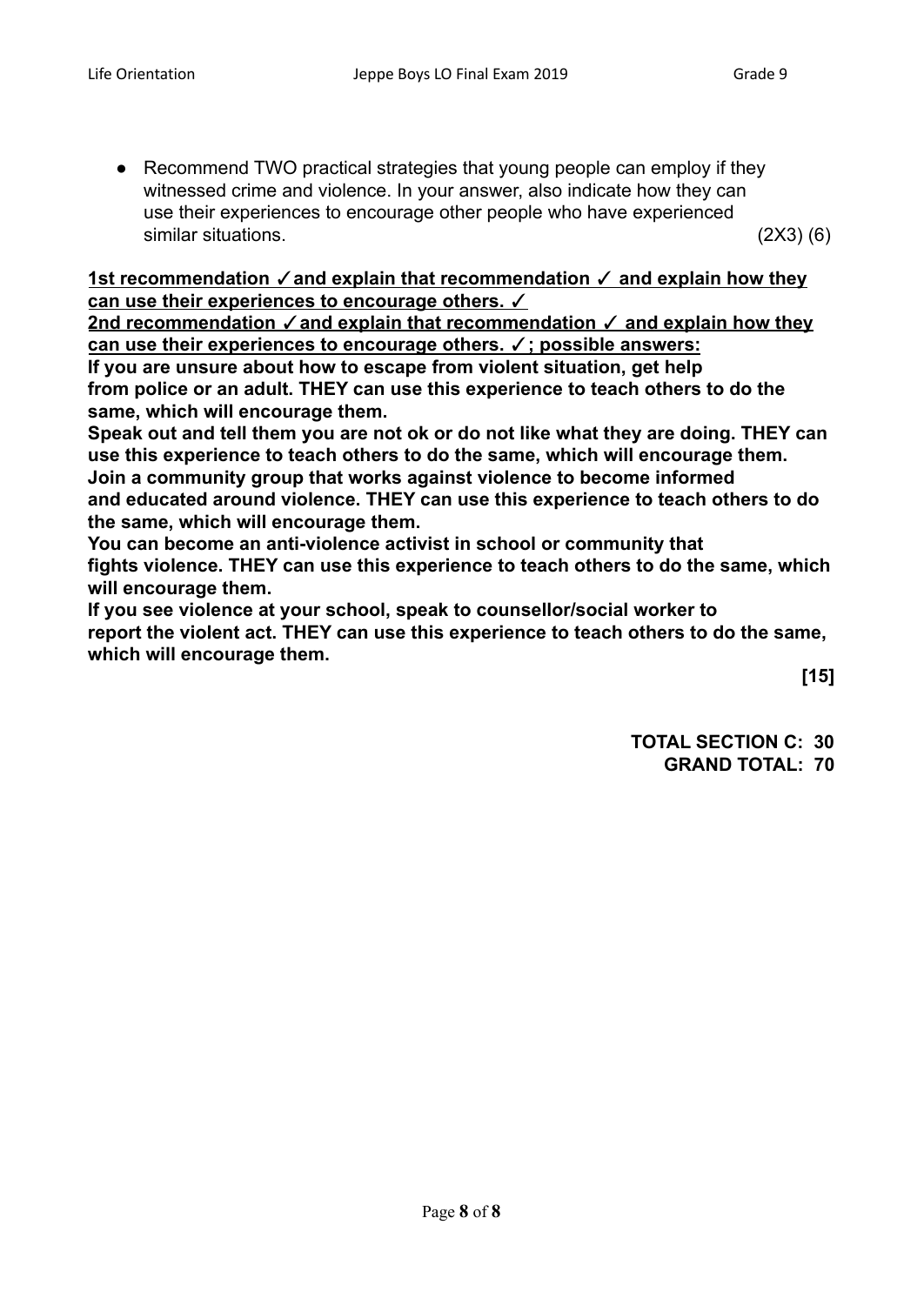- Recommend TWO practical strategies that young people can employ if they witnessed crime and violence. In your answer, also indicate how they can use their experiences to encourage other people who have experienced similar situations. (2X3) (6)

**<u>1st recommendation ✓and explain that recommendation ✓ and explain how they can use their experiences to encourage others. ✓</u>**
**<u>2nd recommendation ✓and explain that recommendation ✓ and explain how they can use their experiences to encourage others. ✓; possible answers:</u>**
**If you are unsure about how to escape from violent situation, get help from police or an adult. THEY can use this experience to teach others to do the same, which will encourage them.**
**Speak out and tell them you are not ok or do not like what they are doing. THEY can use this experience to teach others to do the same, which will encourage them.**
**Join a community group that works against violence to become informed and educated around violence. THEY can use this experience to teach others to do the same, which will encourage them.**
**You can become an anti-violence activist in school or community that fights violence. THEY can use this experience to teach others to do the same, which will encourage them.**
**If you see violence at your school, speak to counsellor/social worker to report the violent act. THEY can use this experience to teach others to do the same, which will encourage them.**

**[15]**

**TOTAL SECTION C: 30**
**GRAND TOTAL: 70**